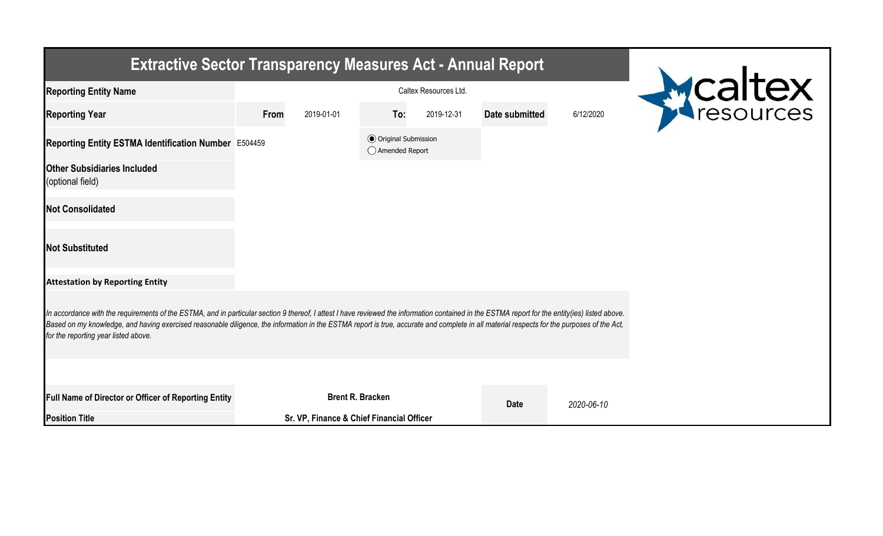# Extractive Sector Transparency Measures Act - Annual Report

| | | | | | | |
|---|---|---|---|---|---|---|
| **Reporting Entity Name** | Caltex Resources Ltd. | | | | | |
| **Reporting Year** | **From** | 2019-01-01 | **To:** | 2019-12-31 | **Date submitted** | 6/12/2020 |
| **Reporting Entity ESTMA Identification Number** | E504459 | | ◉ Original Submission ◯ Amended Report | | | |
| **Other Subsidiaries Included** (optional field) | | | | | | |
| **Not Consolidated** | | | | | | |
| **Not Substituted** | | | | | | |

**Attestation by Reporting Entity**

*In accordance with the requirements of the ESTMA, and in particular section 9 thereof, I attest I have reviewed the information contained in the ESTMA report for the entity(ies) listed above. Based on my knowledge, and having exercised reasonable diligence, the information in the ESTMA report is true, accurate and complete in all material respects for the purposes of the Act, for the reporting year listed above.*

| | | | |
|---|---|---|---|
| **Full Name of Director or Officer of Reporting Entity** | **Brent R. Bracken** | **Date** | *2020-06-10* |
| **Position Title** | **Sr. VP, Finance & Chief Financial Officer** | | |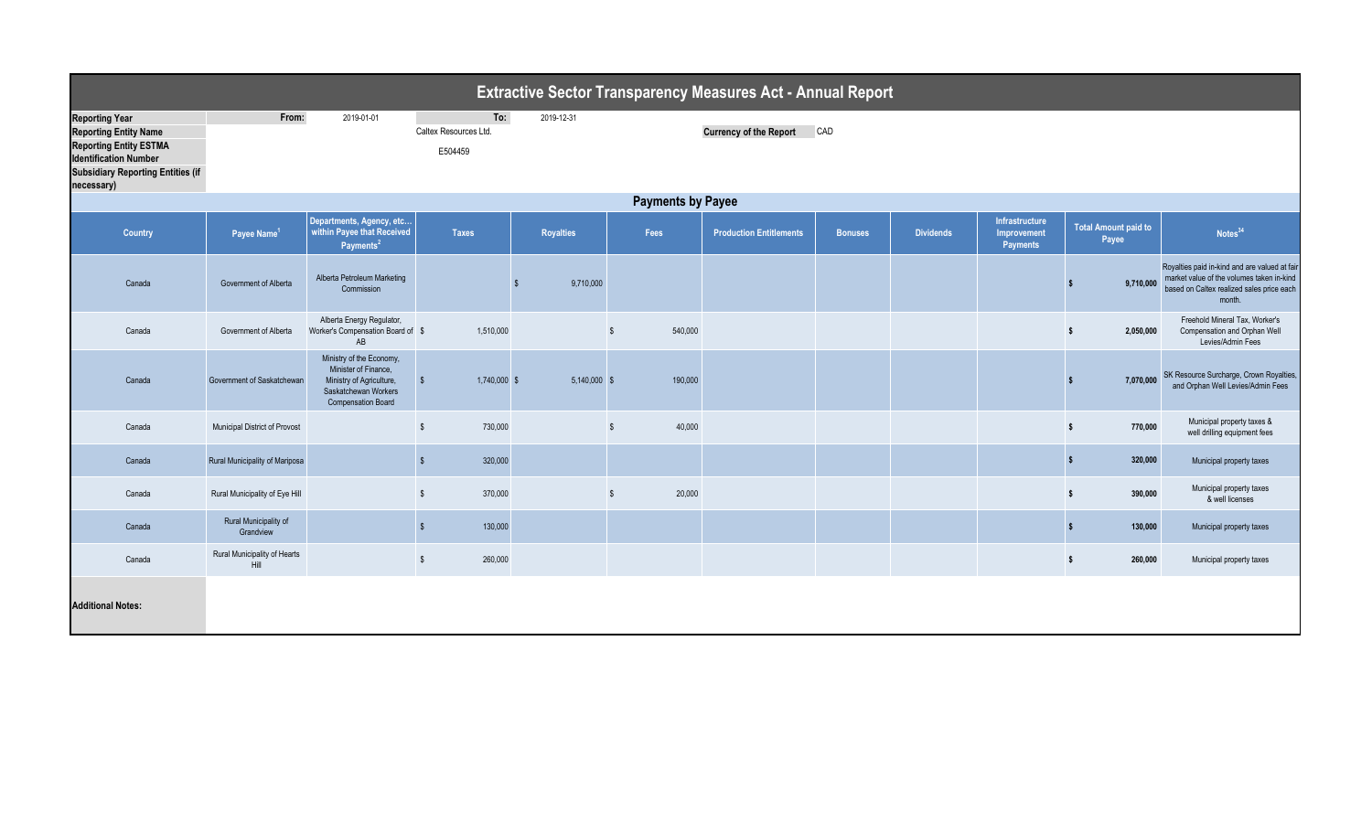# Extractive Sector Transparency Measures Act - Annual Report

| | | | | | |
|---|---|---|---|---|---|
| **Reporting Year** | From: | 2019-01-01 | To: | 2019-12-31 | |
| **Reporting Entity Name** | | | Caltex Resources Ltd. | **Currency of the Report** | CAD |
| **Reporting Entity ESTMA Identification Number** | | | E504459 | | |
| **Subsidiary Reporting Entities (if necessary)** | | | | | |

## Payments by Payee

| Country | Payee Name[1] | Departments, Agency, etc… within Payee that Received Payments[2] | Taxes | Royalties | Fees | Production Entitlements | Bonuses | Dividends | Infrastructure Improvement Payments | Total Amount paid to Payee | Notes[34] |
|---|---|---|---|---|---|---|---|---|---|---|---|
| Canada | Government of Alberta | Alberta Petroleum Marketing Commission | | $ 9,710,000 | | | | | | $ 9,710,000 | Royalties paid in-kind and are valued at fair market value of the volumes taken in-kind based on Caltex realized sales price each month. |
| Canada | Government of Alberta | Alberta Energy Regulator, Worker's Compensation Board of AB | $ 1,510,000 | | $ 540,000 | | | | | $ 2,050,000 | Freehold Mineral Tax, Worker's Compensation and Orphan Well Levies/Admin Fees |
| Canada | Government of Saskatchewan | Ministry of the Economy, Minister of Finance, Ministry of Agriculture, Saskatchewan Workers Compensation Board | $ 1,740,000 | $ 5,140,000 | $ 190,000 | | | | | $ 7,070,000 | SK Resource Surcharge, Crown Royalties, and Orphan Well Levies/Admin Fees |
| Canada | Municipal District of Provost | | $ 730,000 | | $ 40,000 | | | | | $ 770,000 | Municipal property taxes & well drilling equipment fees |
| Canada | Rural Municipality of Mariposa | | $ 320,000 | | | | | | | $ 320,000 | Municipal property taxes |
| Canada | Rural Municipality of Eye Hill | | $ 370,000 | | $ 20,000 | | | | | $ 390,000 | Municipal property taxes & well licenses |
| Canada | Rural Municipality of Grandview | | $ 130,000 | | | | | | | $ 130,000 | Municipal property taxes |
| Canada | Rural Municipality of Hearts Hill | | $ 260,000 | | | | | | | $ 260,000 | Municipal property taxes |

**Additional Notes:**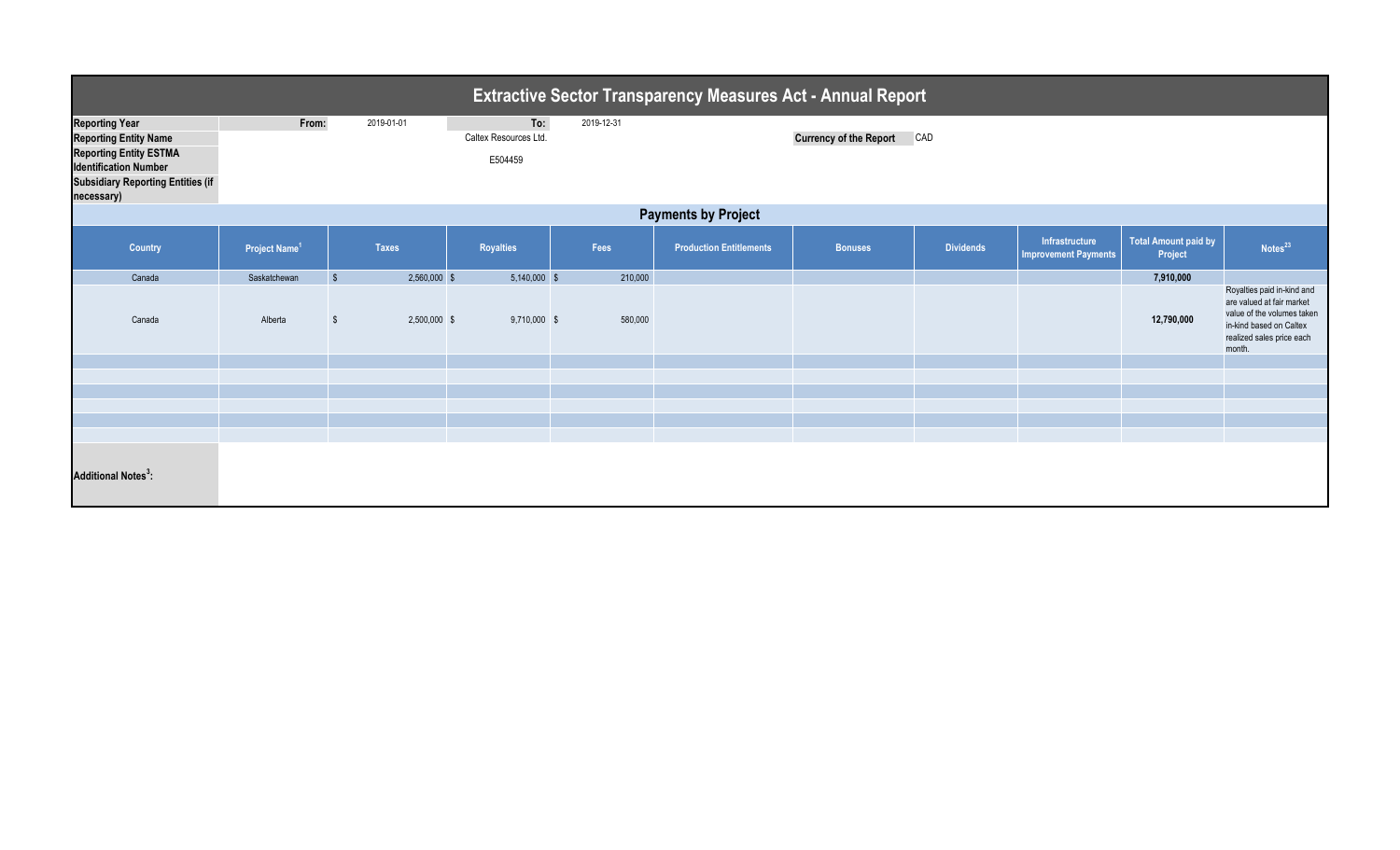# Extractive Sector Transparency Measures Act - Annual Report

| | | | | | |
|---|---|---|---|---|---|
| **Reporting Year** | From: | 2019-01-01 | To: | 2019-12-31 | |
| **Reporting Entity Name** | | Caltex Resources Ltd. | | **Currency of the Report** | CAD |
| **Reporting Entity ESTMA Identification Number** | | E504459 | | | |
| **Subsidiary Reporting Entities (if necessary)** | | | | | |

## Payments by Project

| Country | Project Name[1] | Taxes | Royalties | Fees | Production Entitlements | Bonuses | Dividends | Infrastructure Improvement Payments | Total Amount paid by Project | Notes[23] |
|---|---|---|---|---|---|---|---|---|---|---|
| Canada | Saskatchewan | $ 2,560,000 | $ 5,140,000 | $ 210,000 | | | | | **7,910,000** | |
| Canada | Alberta | $ 2,500,000 | $ 9,710,000 | $ 580,000 | | | | | **12,790,000** | Royalties paid in-kind and are valued at fair market value of the volumes taken in-kind based on Caltex realized sales price each month. |

**Additional Notes[3]:**